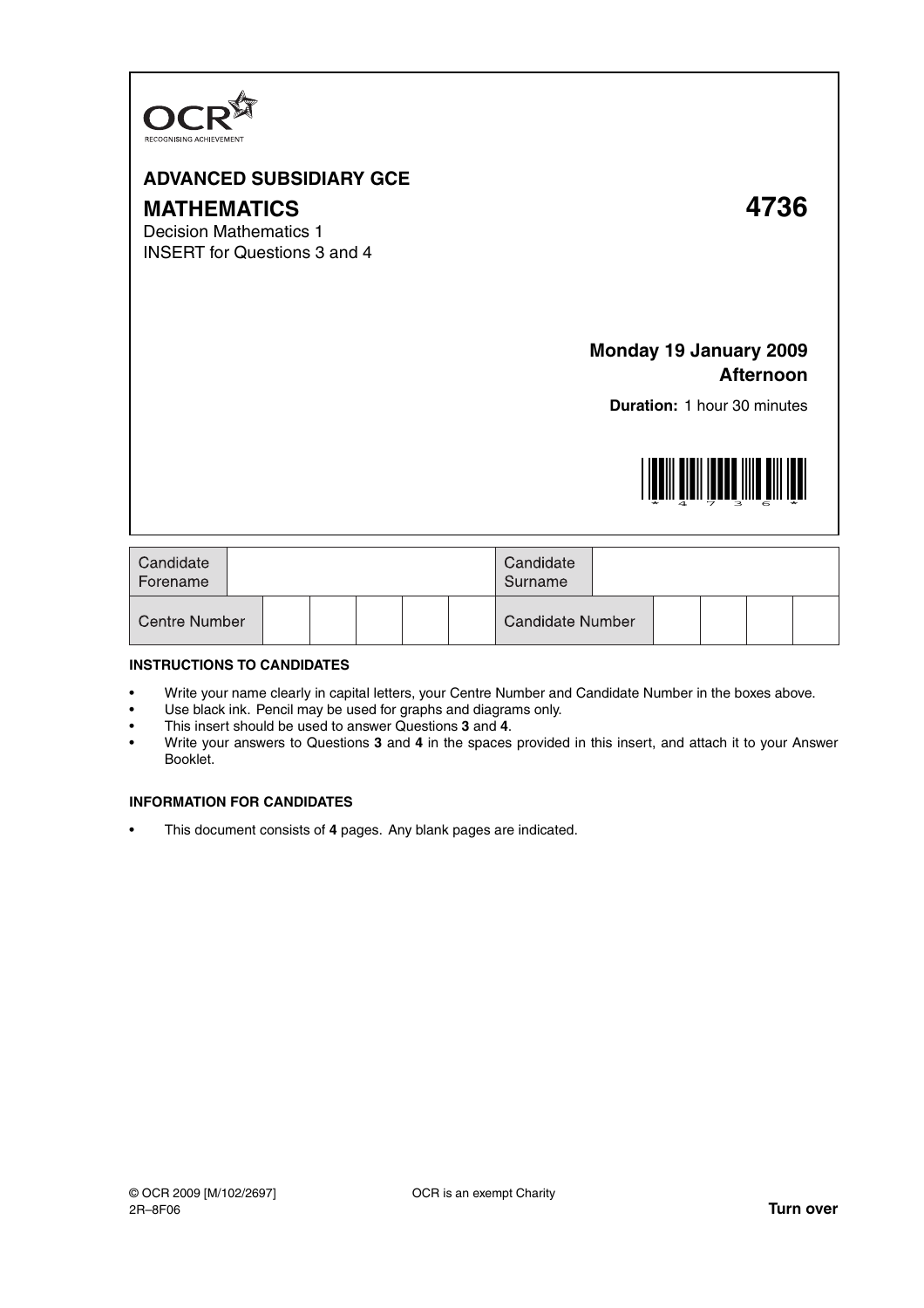OCR
RECOGNISING ACHIEVEMENT

**ADVANCED SUBSIDIARY GCE**

# MATHEMATICS 4736

Decision Mathematics 1

INSERT for Questions 3 and 4

**Monday 19 January 2009**

**Afternoon**

**Duration:** 1 hour 30 minutes

| Candidate Forename | | Candidate Surname | |
|---|---|---|---|
| Centre Number | | Candidate Number | |

**INSTRUCTIONS TO CANDIDATES**

- Write your name clearly in capital letters, your Centre Number and Candidate Number in the boxes above.
- Use black ink. Pencil may be used for graphs and diagrams only.
- This insert should be used to answer Questions **3** and **4**.
- Write your answers to Questions **3** and **4** in the spaces provided in this insert, and attach it to your Answer Booklet.

**INFORMATION FOR CANDIDATES**

- This document consists of **4** pages. Any blank pages are indicated.

© OCR 2009 [M/102/2697]
2R–8F06

OCR is an exempt Charity

**Turn over**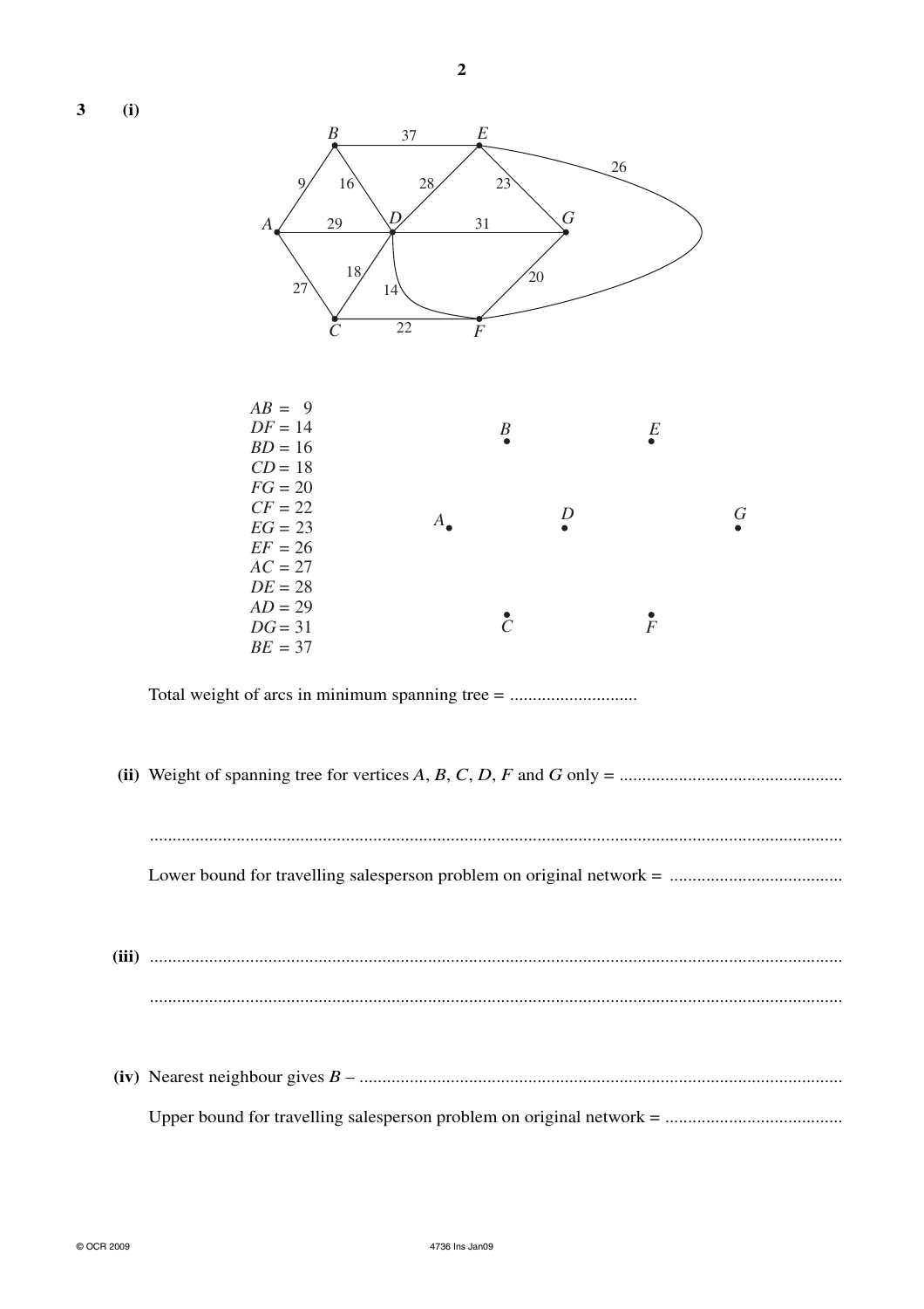**3** **(i)**

$AB = 9$
$DF = 14$
$BD = 16$
$CD = 18$
$FG = 20$
$CF = 22$
$EG = 23$
$EF = 26$
$AC = 27$
$DE = 28$
$AD = 29$
$DG = 31$
$BE = 37$

Total weight of arcs in minimum spanning tree = ............................

**(ii)** Weight of spanning tree for vertices $A$, $B$, $C$, $D$, $F$ and $G$ only = ................................................

......................................................................................................................................................

Lower bound for travelling salesperson problem on original network = .....................................

**(iii)** ......................................................................................................................................................

......................................................................................................................................................

**(iv)** Nearest neighbour gives $B$ – ..........................................................................................................

Upper bound for travelling salesperson problem on original network = .......................................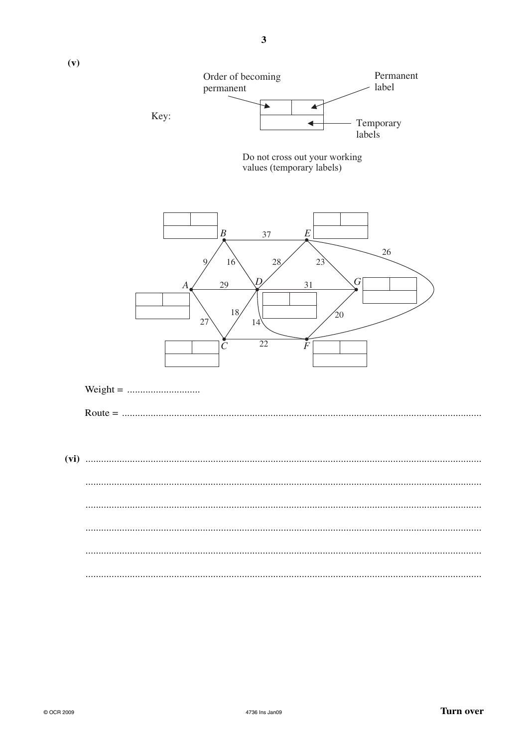**(v)**

Key:

Order of becoming permanent

Permanent label

Temporary labels

Do not cross out your working values (temporary labels)

B 37 E 26 9 16 28 23 A 29 D 31 G 18 20 27 14 C 22 F

Weight = ............................

Route = ........................................................................................................................................

**(vi)** ........................................................................................................................................

........................................................................................................................................

........................................................................................................................................

........................................................................................................................................

........................................................................................................................................

........................................................................................................................................

**Turn over**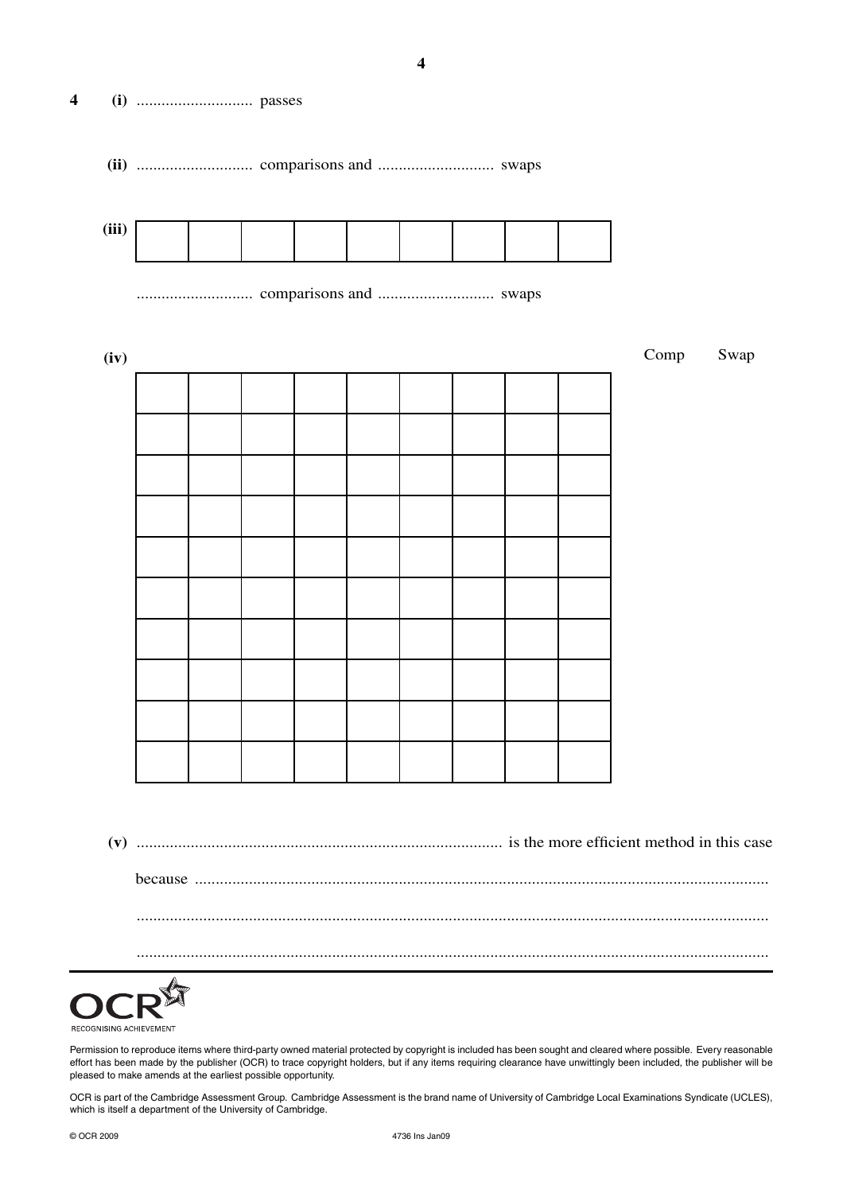**4** **(i)** ............................ passes

**(ii)** ............................ comparisons and ............................ swaps

**(iii)**

| | | | | | | | | |
|---|---|---|---|---|---|---|---|---|
| | | | | | | | | |

............................ comparisons and ............................ swaps

**(iv)**

| | | | | | | | | | Comp | Swap |
|---|---|---|---|---|---|---|---|---|---|---|
| | | | | | | | | | | |
| | | | | | | | | | | |
| | | | | | | | | | | |
| | | | | | | | | | | |
| | | | | | | | | | | |
| | | | | | | | | | | |
| | | | | | | | | | | |
| | | | | | | | | | | |
| | | | | | | | | | | |
| | | | | | | | | | | |

**(v)** ........................................................................................ is the more efficient method in this case

because ..........................................................................................................................................

..........................................................................................................................................................

..........................................................................................................................................................

OCR RECOGNISING ACHIEVEMENT

Permission to reproduce items where third-party owned material protected by copyright is included has been sought and cleared where possible. Every reasonable effort has been made by the publisher (OCR) to trace copyright holders, but if any items requiring clearance have unwittingly been included, the publisher will be pleased to make amends at the earliest possible opportunity.

OCR is part of the Cambridge Assessment Group. Cambridge Assessment is the brand name of University of Cambridge Local Examinations Syndicate (UCLES), which is itself a department of the University of Cambridge.

© OCR 2009 4736 Ins Jan09